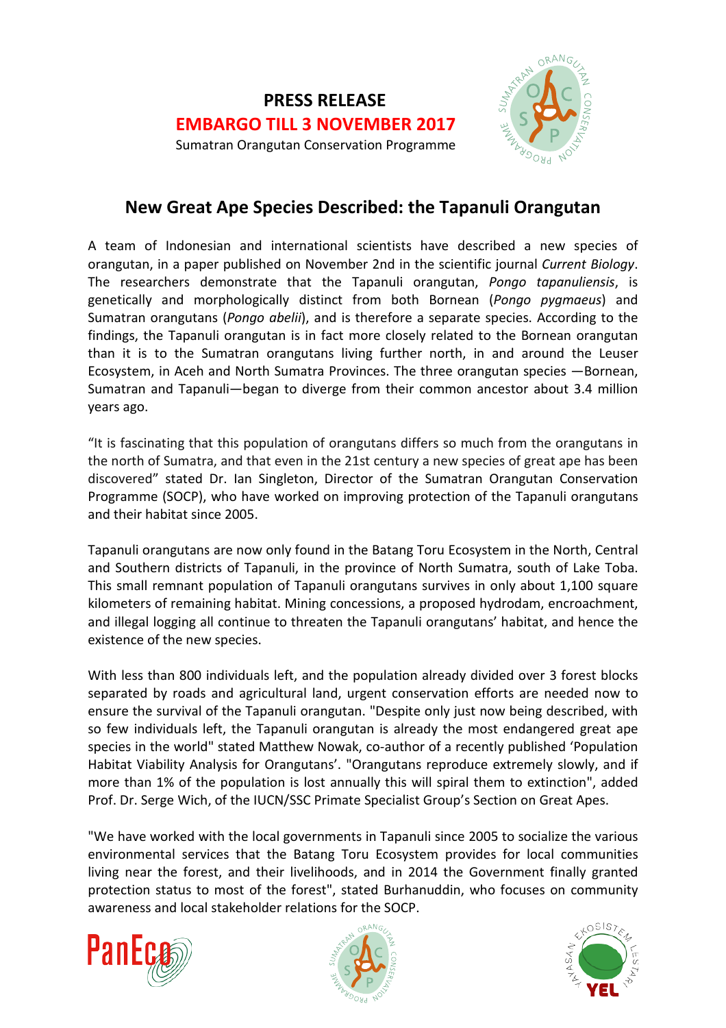**PRESS RELEASE**

**EMBARGO TILL 3 NOVEMBER 2017**

Sumatran Orangutan Conservation Programme

# New Great Ape Species Described: the Tapanuli Orangutan

A team of Indonesian and international scientists have described a new species of orangutan, in a paper published on November 2nd in the scientific journal *Current Biology*. The researchers demonstrate that the Tapanuli orangutan, *Pongo tapanuliensis*, is genetically and morphologically distinct from both Bornean (*Pongo pygmaeus*) and Sumatran orangutans (*Pongo abelii*), and is therefore a separate species. According to the findings, the Tapanuli orangutan is in fact more closely related to the Bornean orangutan than it is to the Sumatran orangutans living further north, in and around the Leuser Ecosystem, in Aceh and North Sumatra Provinces. The three orangutan species —Bornean, Sumatran and Tapanuli—began to diverge from their common ancestor about 3.4 million years ago.

"It is fascinating that this population of orangutans differs so much from the orangutans in the north of Sumatra, and that even in the 21st century a new species of great ape has been discovered" stated Dr. Ian Singleton, Director of the Sumatran Orangutan Conservation Programme (SOCP), who have worked on improving protection of the Tapanuli orangutans and their habitat since 2005.

Tapanuli orangutans are now only found in the Batang Toru Ecosystem in the North, Central and Southern districts of Tapanuli, in the province of North Sumatra, south of Lake Toba. This small remnant population of Tapanuli orangutans survives in only about 1,100 square kilometers of remaining habitat. Mining concessions, a proposed hydrodam, encroachment, and illegal logging all continue to threaten the Tapanuli orangutans' habitat, and hence the existence of the new species.

With less than 800 individuals left, and the population already divided over 3 forest blocks separated by roads and agricultural land, urgent conservation efforts are needed now to ensure the survival of the Tapanuli orangutan. "Despite only just now being described, with so few individuals left, the Tapanuli orangutan is already the most endangered great ape species in the world" stated Matthew Nowak, co-author of a recently published 'Population Habitat Viability Analysis for Orangutans'. "Orangutans reproduce extremely slowly, and if more than 1% of the population is lost annually this will spiral them to extinction", added Prof. Dr. Serge Wich, of the IUCN/SSC Primate Specialist Group's Section on Great Apes.

"We have worked with the local governments in Tapanuli since 2005 to socialize the various environmental services that the Batang Toru Ecosystem provides for local communities living near the forest, and their livelihoods, and in 2014 the Government finally granted protection status to most of the forest", stated Burhanuddin, who focuses on community awareness and local stakeholder relations for the SOCP.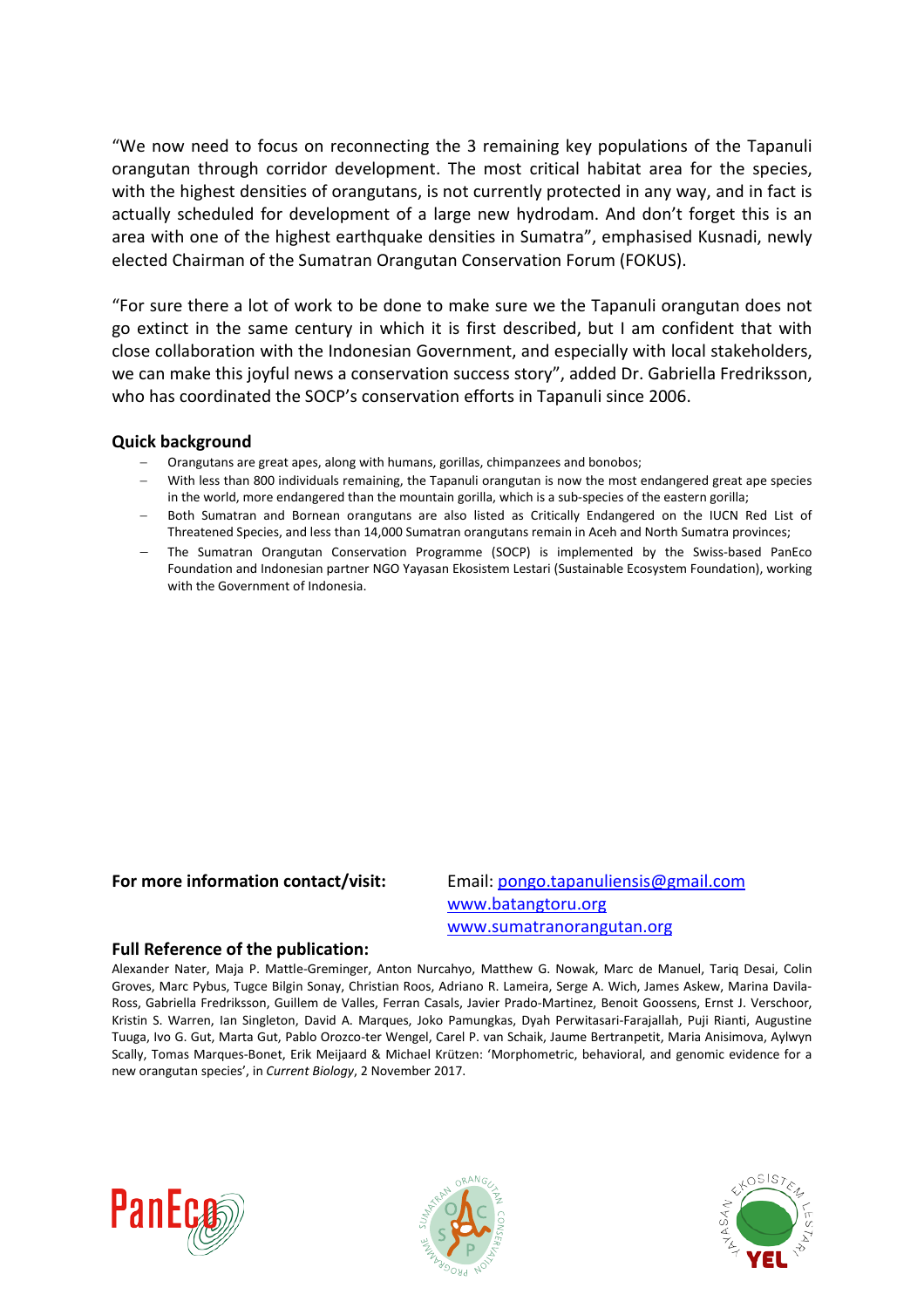"We now need to focus on reconnecting the 3 remaining key populations of the Tapanuli orangutan through corridor development. The most critical habitat area for the species, with the highest densities of orangutans, is not currently protected in any way, and in fact is actually scheduled for development of a large new hydrodam. And don't forget this is an area with one of the highest earthquake densities in Sumatra", emphasised Kusnadi, newly elected Chairman of the Sumatran Orangutan Conservation Forum (FOKUS).

"For sure there a lot of work to be done to make sure we the Tapanuli orangutan does not go extinct in the same century in which it is first described, but I am confident that with close collaboration with the Indonesian Government, and especially with local stakeholders, we can make this joyful news a conservation success story", added Dr. Gabriella Fredriksson, who has coordinated the SOCP's conservation efforts in Tapanuli since 2006.

## Quick background

- Orangutans are great apes, along with humans, gorillas, chimpanzees and bonobos;
- With less than 800 individuals remaining, the Tapanuli orangutan is now the most endangered great ape species in the world, more endangered than the mountain gorilla, which is a sub-species of the eastern gorilla;
- Both Sumatran and Bornean orangutans are also listed as Critically Endangered on the IUCN Red List of Threatened Species, and less than 14,000 Sumatran orangutans remain in Aceh and North Sumatra provinces;
- The Sumatran Orangutan Conservation Programme (SOCP) is implemented by the Swiss-based PanEco Foundation and Indonesian partner NGO Yayasan Ekosistem Lestari (Sustainable Ecosystem Foundation), working with the Government of Indonesia.

**For more information contact/visit:**

Email: pongo.tapanuliensis@gmail.com
www.batangtoru.org
www.sumatranorangutan.org

**Full Reference of the publication:**

Alexander Nater, Maja P. Mattle-Greminger, Anton Nurcahyo, Matthew G. Nowak, Marc de Manuel, Tariq Desai, Colin Groves, Marc Pybus, Tugce Bilgin Sonay, Christian Roos, Adriano R. Lameira, Serge A. Wich, James Askew, Marina Davila-Ross, Gabriella Fredriksson, Guillem de Valles, Ferran Casals, Javier Prado-Martinez, Benoit Goossens, Ernst J. Verschoor, Kristin S. Warren, Ian Singleton, David A. Marques, Joko Pamungkas, Dyah Perwitasari-Farajallah, Puji Rianti, Augustine Tuuga, Ivo G. Gut, Marta Gut, Pablo Orozco-ter Wengel, Carel P. van Schaik, Jaume Bertranpetit, Maria Anisimova, Aylwyn Scally, Tomas Marques-Bonet, Erik Meijaard & Michael Krützen: 'Morphometric, behavioral, and genomic evidence for a new orangutan species', in *Current Biology*, 2 November 2017.